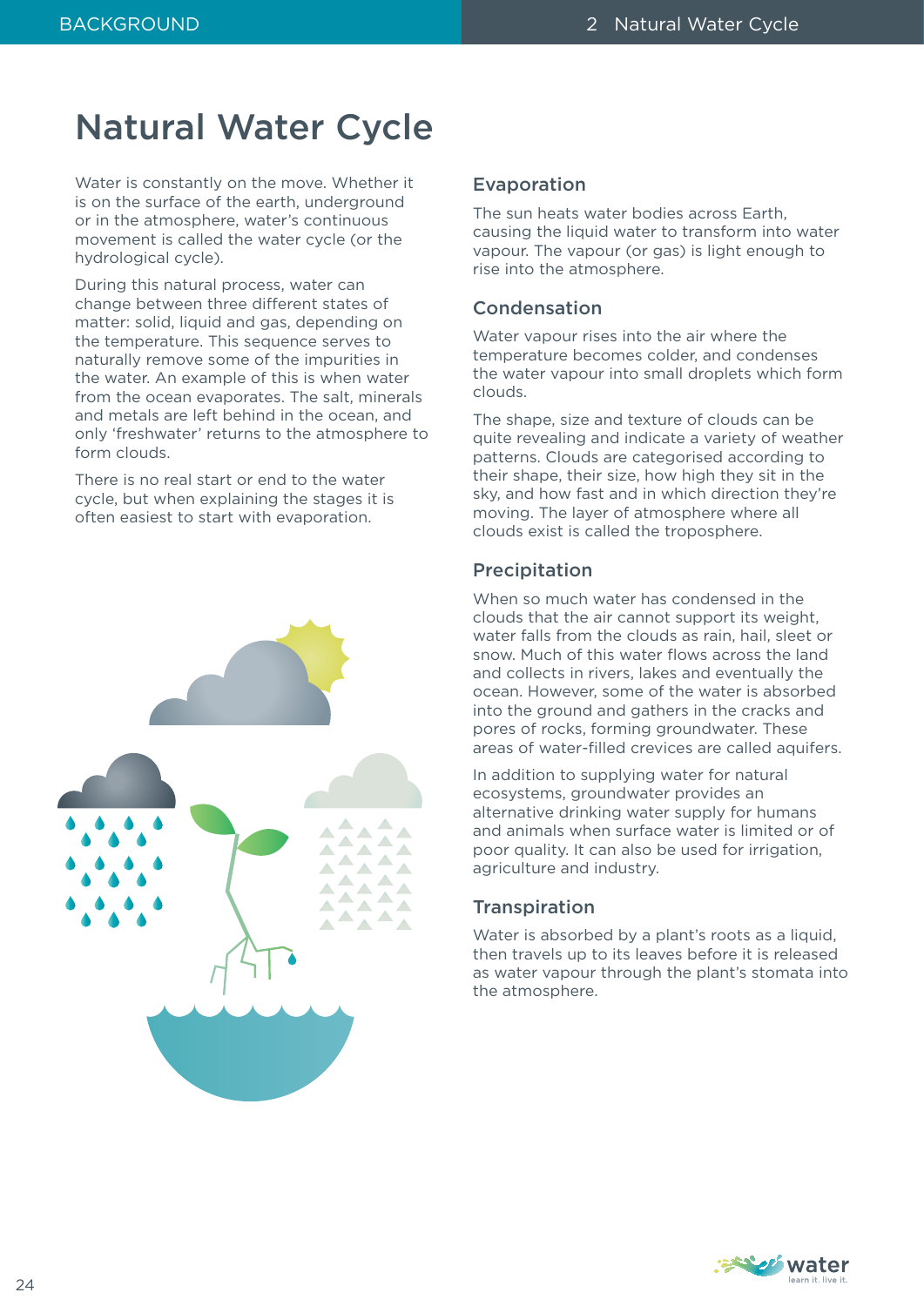# Natural Water Cycle

Water is constantly on the move. Whether it is on the surface of the earth, underground or in the atmosphere, water's continuous movement is called the water cycle (or the hydrological cycle).

During this natural process, water can change between three different states of matter: solid, liquid and gas, depending on the temperature. This sequence serves to naturally remove some of the impurities in the water. An example of this is when water from the ocean evaporates. The salt, minerals and metals are left behind in the ocean, and only 'freshwater' returns to the atmosphere to form clouds.

There is no real start or end to the water cycle, but when explaining the stages it is often easiest to start with evaporation.

## Evaporation

The sun heats water bodies across Earth, causing the liquid water to transform into water vapour. The vapour (or gas) is light enough to rise into the atmosphere.

## Condensation

Water vapour rises into the air where the temperature becomes colder, and condenses the water vapour into small droplets which form clouds.

The shape, size and texture of clouds can be quite revealing and indicate a variety of weather patterns. Clouds are categorised according to their shape, their size, how high they sit in the sky, and how fast and in which direction they're moving. The layer of atmosphere where all clouds exist is called the troposphere.

## Precipitation

When so much water has condensed in the clouds that the air cannot support its weight, water falls from the clouds as rain, hail, sleet or snow. Much of this water flows across the land and collects in rivers, lakes and eventually the ocean. However, some of the water is absorbed into the ground and gathers in the cracks and pores of rocks, forming groundwater. These areas of water-filled crevices are called aquifers.

In addition to supplying water for natural ecosystems, groundwater provides an alternative drinking water supply for humans and animals when surface water is limited or of poor quality. It can also be used for irrigation, agriculture and industry.

## Transpiration

Water is absorbed by a plant's roots as a liquid, then travels up to its leaves before it is released as water vapour through the plant's stomata into the atmosphere.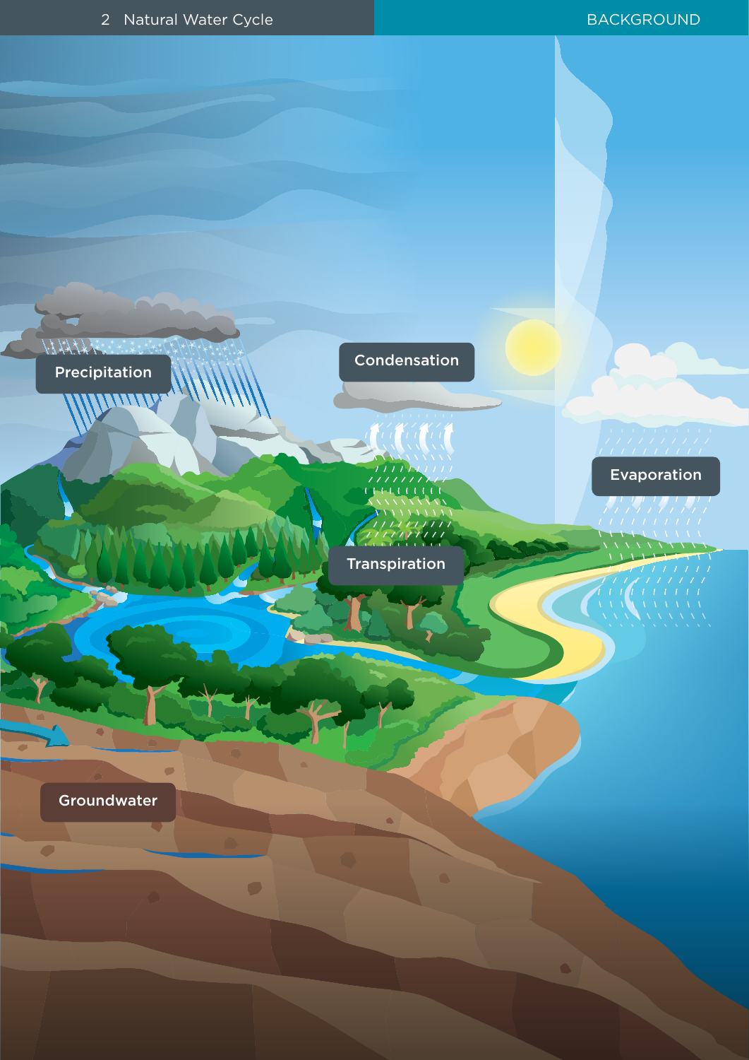# Natural Water Cycle

Precipitation

Condensation

Evaporation

Transpiration

Groundwater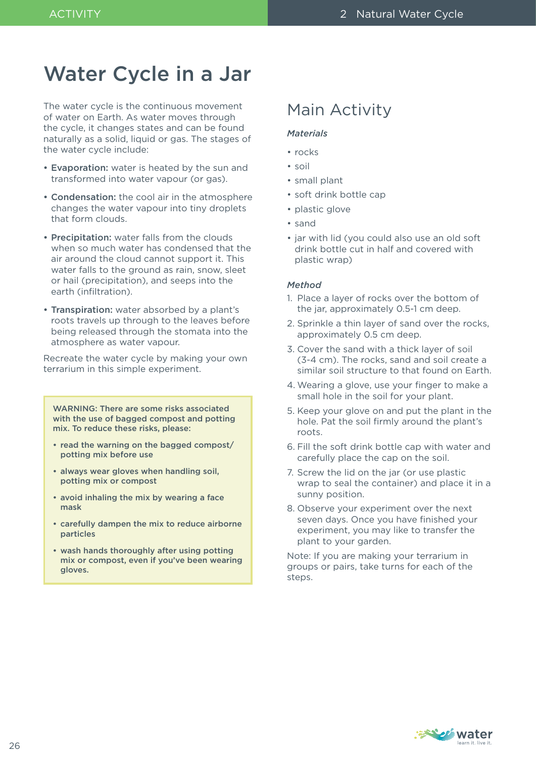# Water Cycle in a Jar

The water cycle is the continuous movement of water on Earth. As water moves through the cycle, it changes states and can be found naturally as a solid, liquid or gas. The stages of the water cycle include:

- **Evaporation:** water is heated by the sun and transformed into water vapour (or gas).
- **Condensation:** the cool air in the atmosphere changes the water vapour into tiny droplets that form clouds.
- **Precipitation:** water falls from the clouds when so much water has condensed that the air around the cloud cannot support it. This water falls to the ground as rain, snow, sleet or hail (precipitation), and seeps into the earth (infiltration).
- **Transpiration:** water absorbed by a plant's roots travels up through to the leaves before being released through the stomata into the atmosphere as water vapour.

Recreate the water cycle by making your own terrarium in this simple experiment.

**WARNING: There are some risks associated with the use of bagged compost and potting mix. To reduce these risks, please:**

- **read the warning on the bagged compost/ potting mix before use**
- **always wear gloves when handling soil, potting mix or compost**
- **avoid inhaling the mix by wearing a face mask**
- **carefully dampen the mix to reduce airborne particles**
- **wash hands thoroughly after using potting mix or compost, even if you've been wearing gloves.**

## Main Activity

***Materials***

- rocks
- soil
- small plant
- soft drink bottle cap
- plastic glove
- sand
- jar with lid (you could also use an old soft drink bottle cut in half and covered with plastic wrap)

***Method***

1. Place a layer of rocks over the bottom of the jar, approximately 0.5-1 cm deep.
2. Sprinkle a thin layer of sand over the rocks, approximately 0.5 cm deep.
3. Cover the sand with a thick layer of soil (3-4 cm). The rocks, sand and soil create a similar soil structure to that found on Earth.
4. Wearing a glove, use your finger to make a small hole in the soil for your plant.
5. Keep your glove on and put the plant in the hole. Pat the soil firmly around the plant's roots.
6. Fill the soft drink bottle cap with water and carefully place the cap on the soil.
7. Screw the lid on the jar (or use plastic wrap to seal the container) and place it in a sunny position.
8. Observe your experiment over the next seven days. Once you have finished your experiment, you may like to transfer the plant to your garden.

Note: If you are making your terrarium in groups or pairs, take turns for each of the steps.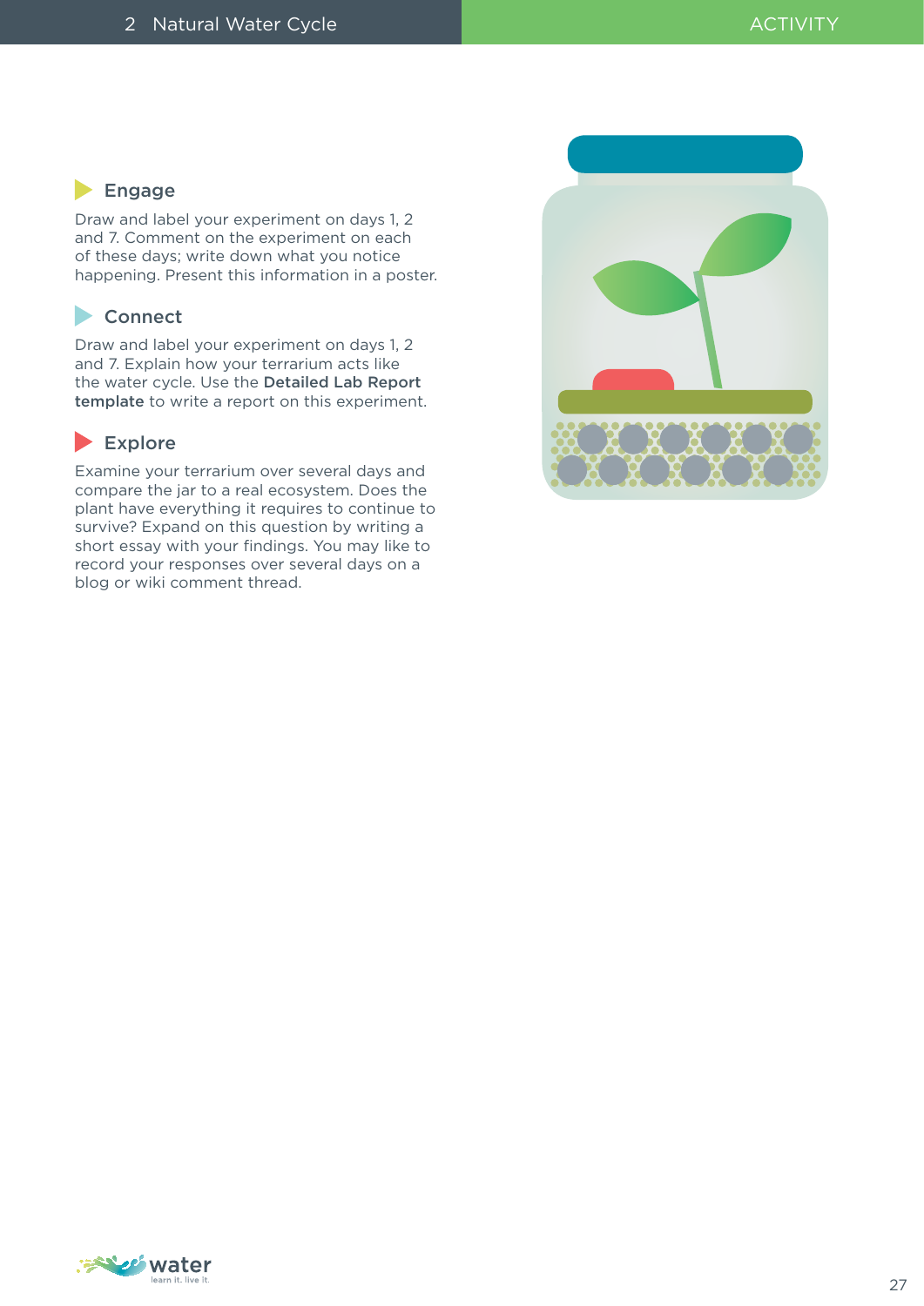### Engage

Draw and label your experiment on days 1, 2 and 7. Comment on the experiment on each of these days; write down what you notice happening. Present this information in a poster.

### Connect

Draw and label your experiment on days 1, 2 and 7. Explain how your terrarium acts like the water cycle. Use the **Detailed Lab Report template** to write a report on this experiment.

### Explore

Examine your terrarium over several days and compare the jar to a real ecosystem. Does the plant have everything it requires to continue to survive? Expand on this question by writing a short essay with your findings. You may like to record your responses over several days on a blog or wiki comment thread.